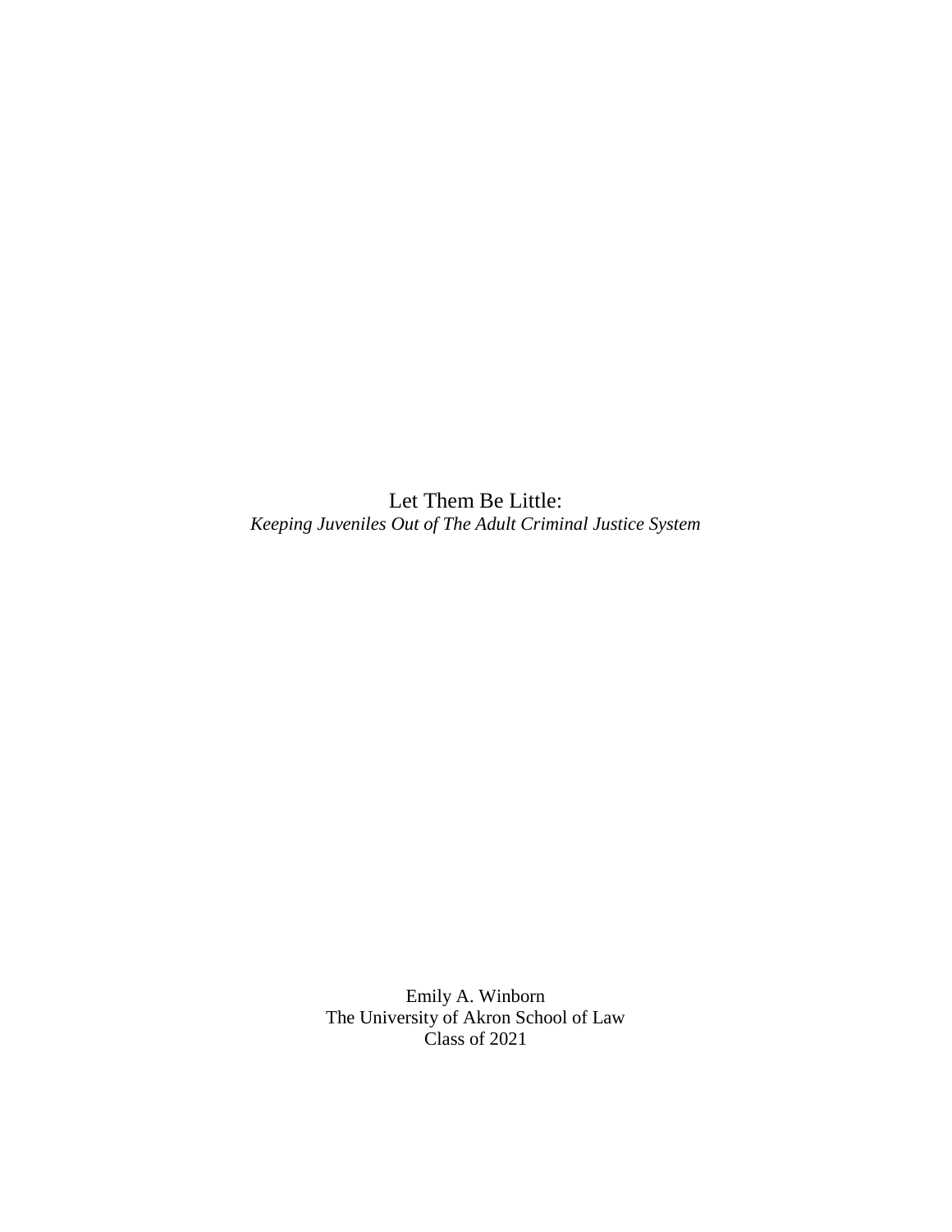# Let Them Be Little:

*Keeping Juveniles Out of The Adult Criminal Justice System*

Emily A. Winborn
The University of Akron School of Law
Class of 2021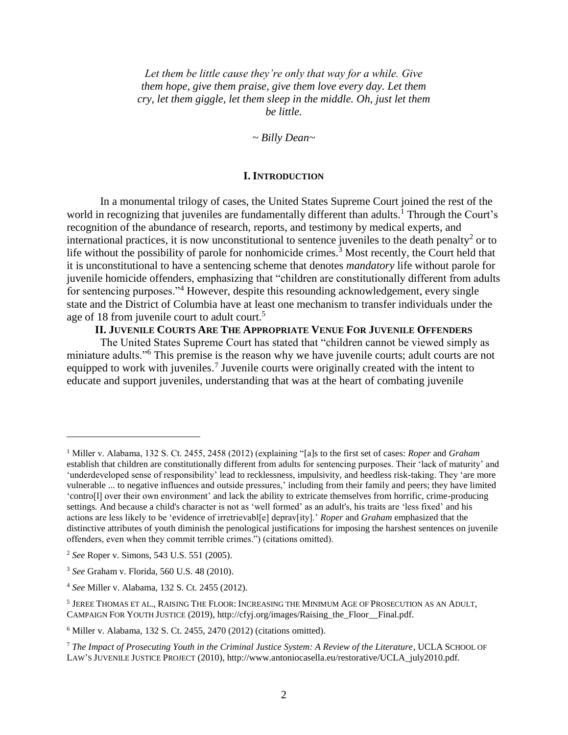*Let them be little cause they're only that way for a while. Give them hope, give them praise, give them love every day. Let them cry, let them giggle, let them sleep in the middle. Oh, just let them be little.*

*~ Billy Dean~*

## I. INTRODUCTION

In a monumental trilogy of cases, the United States Supreme Court joined the rest of the world in recognizing that juveniles are fundamentally different than adults.[1] Through the Court's recognition of the abundance of research, reports, and testimony by medical experts, and international practices, it is now unconstitutional to sentence juveniles to the death penalty[2] or to life without the possibility of parole for nonhomicide crimes.[3] Most recently, the Court held that it is unconstitutional to have a sentencing scheme that denotes *mandatory* life without parole for juvenile homicide offenders, emphasizing that "children are constitutionally different from adults for sentencing purposes."[4] However, despite this resounding acknowledgement, every single state and the District of Columbia have at least one mechanism to transfer individuals under the age of 18 from juvenile court to adult court.[5]

## II. JUVENILE COURTS ARE THE APPROPRIATE VENUE FOR JUVENILE OFFENDERS

The United States Supreme Court has stated that "children cannot be viewed simply as miniature adults."[6] This premise is the reason why we have juvenile courts; adult courts are not equipped to work with juveniles.[7] Juvenile courts were originally created with the intent to educate and support juveniles, understanding that was at the heart of combating juvenile

---

[1] Miller v. Alabama, 132 S. Ct. 2455, 2458 (2012) (explaining "[a]s to the first set of cases: *Roper* and *Graham* establish that children are constitutionally different from adults for sentencing purposes. Their 'lack of maturity' and 'underdeveloped sense of responsibility' lead to recklessness, impulsivity, and heedless risk-taking. They 'are more vulnerable ... to negative influences and outside pressures,' including from their family and peers; they have limited 'contro[l] over their own environment' and lack the ability to extricate themselves from horrific, crime-producing settings. And because a child's character is not as 'well formed' as an adult's, his traits are 'less fixed' and his actions are less likely to be 'evidence of irretrievabl[e] deprav[ity].' *Roper* and *Graham* emphasized that the distinctive attributes of youth diminish the penological justifications for imposing the harshest sentences on juvenile offenders, even when they commit terrible crimes.") (citations omitted).

[2] *See* Roper v. Simons, 543 U.S. 551 (2005).

[3] *See* Graham v. Florida, 560 U.S. 48 (2010).

[4] *See* Miller v. Alabama, 132 S. Ct. 2455 (2012).

[5] JEREE THOMAS ET AL., RAISING THE FLOOR: INCREASING THE MINIMUM AGE OF PROSECUTION AS AN ADULT, CAMPAIGN FOR YOUTH JUSTICE (2019), http://cfyj.org/images/Raising_the_Floor__Final.pdf.

[6] Miller v. Alabama, 132 S. Ct. 2455, 2470 (2012) (citations omitted).

[7] *The Impact of Prosecuting Youth in the Criminal Justice System: A Review of the Literature*, UCLA SCHOOL OF LAW'S JUVENILE JUSTICE PROJECT (2010), http://www.antoniocasella.eu/restorative/UCLA_july2010.pdf.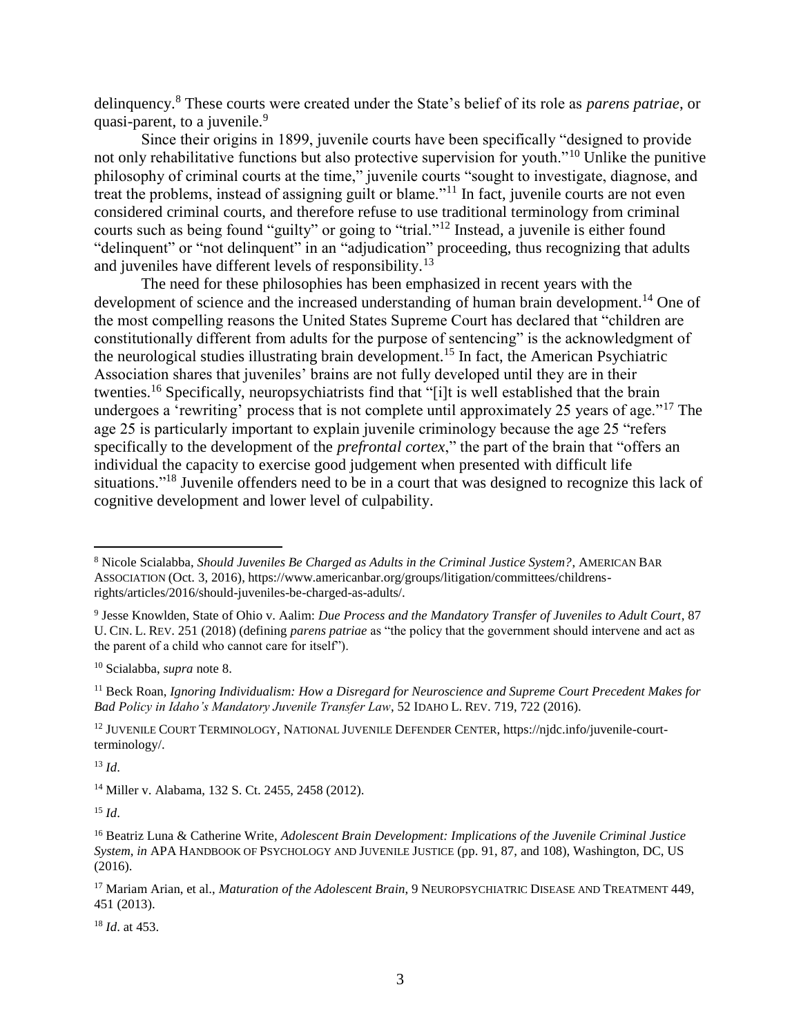delinquency.[8] These courts were created under the State's belief of its role as *parens patriae*, or quasi-parent, to a juvenile.[9]

Since their origins in 1899, juvenile courts have been specifically "designed to provide not only rehabilitative functions but also protective supervision for youth."[10] Unlike the punitive philosophy of criminal courts at the time," juvenile courts "sought to investigate, diagnose, and treat the problems, instead of assigning guilt or blame."[11] In fact, juvenile courts are not even considered criminal courts, and therefore refuse to use traditional terminology from criminal courts such as being found "guilty" or going to "trial."[12] Instead, a juvenile is either found "delinquent" or "not delinquent" in an "adjudication" proceeding, thus recognizing that adults and juveniles have different levels of responsibility.[13]

The need for these philosophies has been emphasized in recent years with the development of science and the increased understanding of human brain development.[14] One of the most compelling reasons the United States Supreme Court has declared that "children are constitutionally different from adults for the purpose of sentencing" is the acknowledgment of the neurological studies illustrating brain development.[15] In fact, the American Psychiatric Association shares that juveniles' brains are not fully developed until they are in their twenties.[16] Specifically, neuropsychiatrists find that "[i]t is well established that the brain undergoes a 'rewriting' process that is not complete until approximately 25 years of age."[17] The age 25 is particularly important to explain juvenile criminology because the age 25 "refers specifically to the development of the *prefrontal cortex*," the part of the brain that "offers an individual the capacity to exercise good judgement when presented with difficult life situations."[18] Juvenile offenders need to be in a court that was designed to recognize this lack of cognitive development and lower level of culpability.

---

[8] Nicole Scialabba, *Should Juveniles Be Charged as Adults in the Criminal Justice System?*, AMERICAN BAR ASSOCIATION (Oct. 3, 2016), https://www.americanbar.org/groups/litigation/committees/childrens-rights/articles/2016/should-juveniles-be-charged-as-adults/.

[9] Jesse Knowlden, State of Ohio v. Aalim: *Due Process and the Mandatory Transfer of Juveniles to Adult Court*, 87 U. CIN. L. REV. 251 (2018) (defining *parens patriae* as "the policy that the government should intervene and act as the parent of a child who cannot care for itself").

[10] Scialabba, *supra* note 8.

[11] Beck Roan, *Ignoring Individualism: How a Disregard for Neuroscience and Supreme Court Precedent Makes for Bad Policy in Idaho's Mandatory Juvenile Transfer Law*, 52 IDAHO L. REV. 719, 722 (2016).

[12] JUVENILE COURT TERMINOLOGY, NATIONAL JUVENILE DEFENDER CENTER, https://njdc.info/juvenile-court-terminology/.

[13] *Id*.

[14] Miller v. Alabama, 132 S. Ct. 2455, 2458 (2012).

[15] *Id*.

[16] Beatriz Luna & Catherine Write, *Adolescent Brain Development: Implications of the Juvenile Criminal Justice System*, *in* APA HANDBOOK OF PSYCHOLOGY AND JUVENILE JUSTICE (pp. 91, 87, and 108), Washington, DC, US (2016).

[17] Mariam Arian, et al., *Maturation of the Adolescent Brain*, 9 NEUROPSYCHIATRIC DISEASE AND TREATMENT 449, 451 (2013).

[18] *Id*. at 453.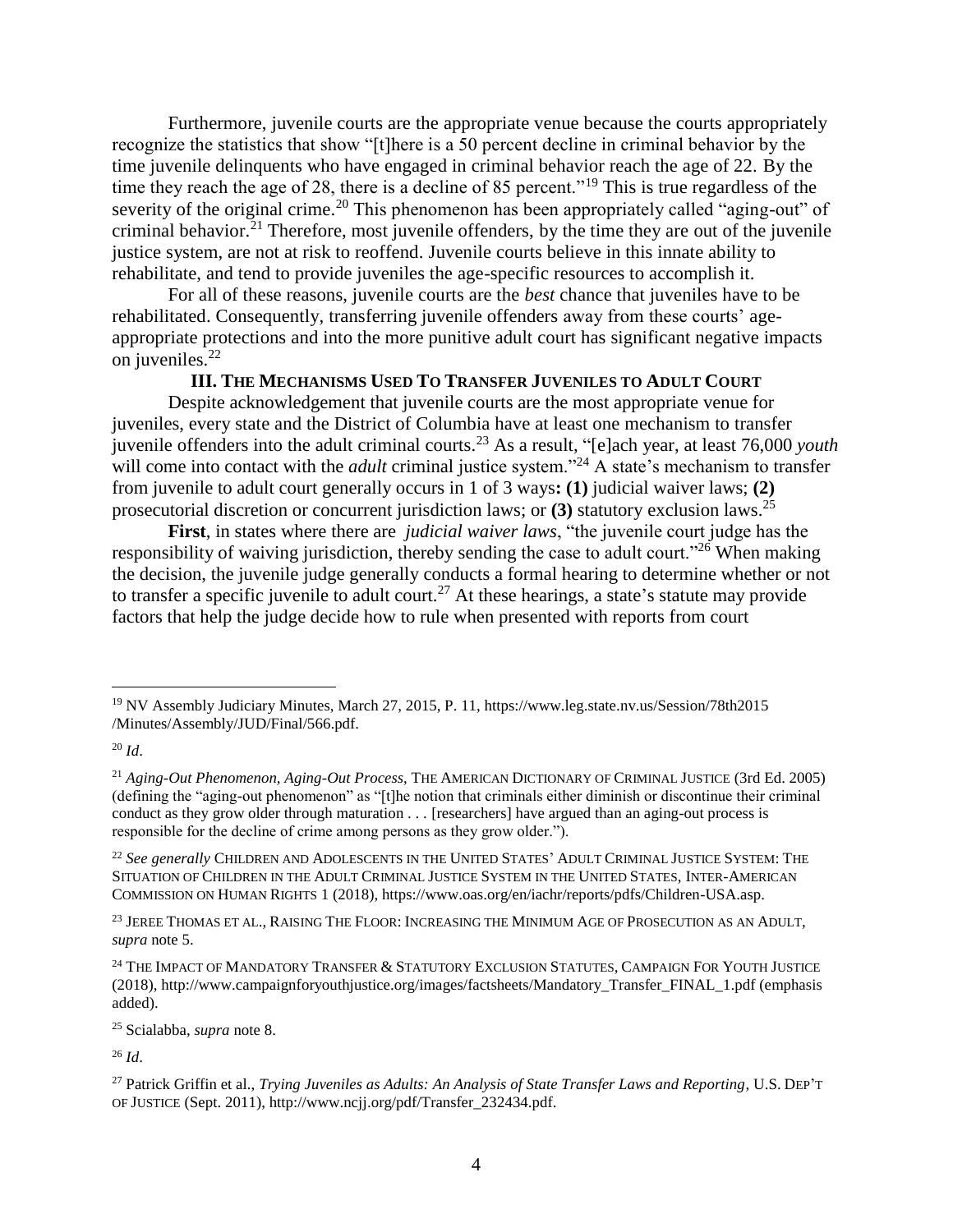Furthermore, juvenile courts are the appropriate venue because the courts appropriately recognize the statistics that show "[t]here is a 50 percent decline in criminal behavior by the time juvenile delinquents who have engaged in criminal behavior reach the age of 22. By the time they reach the age of 28, there is a decline of 85 percent."[19] This is true regardless of the severity of the original crime.[20] This phenomenon has been appropriately called "aging-out" of criminal behavior.[21] Therefore, most juvenile offenders, by the time they are out of the juvenile justice system, are not at risk to reoffend. Juvenile courts believe in this innate ability to rehabilitate, and tend to provide juveniles the age-specific resources to accomplish it.

For all of these reasons, juvenile courts are the *best* chance that juveniles have to be rehabilitated. Consequently, transferring juvenile offenders away from these courts' age-appropriate protections and into the more punitive adult court has significant negative impacts on juveniles.[22]

### III. The Mechanisms Used To Transfer Juveniles to Adult Court

Despite acknowledgement that juvenile courts are the most appropriate venue for juveniles, every state and the District of Columbia have at least one mechanism to transfer juvenile offenders into the adult criminal courts.[23] As a result, "[e]ach year, at least 76,000 *youth* will come into contact with the *adult* criminal justice system."[24] A state's mechanism to transfer from juvenile to adult court generally occurs in 1 of 3 ways**: (1)** judicial waiver laws; **(2)** prosecutorial discretion or concurrent jurisdiction laws; or **(3)** statutory exclusion laws.[25]

**First**, in states where there are *judicial waiver laws*, "the juvenile court judge has the responsibility of waiving jurisdiction, thereby sending the case to adult court."[26] When making the decision, the juvenile judge generally conducts a formal hearing to determine whether or not to transfer a specific juvenile to adult court.[27] At these hearings, a state's statute may provide factors that help the judge decide how to rule when presented with reports from court

---

[19] NV Assembly Judiciary Minutes, March 27, 2015, P. 11, https://www.leg.state.nv.us/Session/78th2015/Minutes/Assembly/JUD/Final/566.pdf.

[20] *Id*.

[21] *Aging-Out Phenomenon, Aging-Out Process*, THE AMERICAN DICTIONARY OF CRIMINAL JUSTICE (3rd Ed. 2005) (defining the "aging-out phenomenon" as "[t]he notion that criminals either diminish or discontinue their criminal conduct as they grow older through maturation . . . [researchers] have argued than an aging-out process is responsible for the decline of crime among persons as they grow older.").

[22] *See generally* CHILDREN AND ADOLESCENTS IN THE UNITED STATES' ADULT CRIMINAL JUSTICE SYSTEM: THE SITUATION OF CHILDREN IN THE ADULT CRIMINAL JUSTICE SYSTEM IN THE UNITED STATES, INTER-AMERICAN COMMISSION ON HUMAN RIGHTS 1 (2018), https://www.oas.org/en/iachr/reports/pdfs/Children-USA.asp.

[23] JEREE THOMAS ET AL., RAISING THE FLOOR: INCREASING THE MINIMUM AGE OF PROSECUTION AS AN ADULT, *supra* note 5.

[24] THE IMPACT OF MANDATORY TRANSFER & STATUTORY EXCLUSION STATUTES, CAMPAIGN FOR YOUTH JUSTICE (2018), http://www.campaignforyouthjustice.org/images/factsheets/Mandatory_Transfer_FINAL_1.pdf (emphasis added).

[25] Scialabba, *supra* note 8.

[26] *Id*.

[27] Patrick Griffin et al., *Trying Juveniles as Adults: An Analysis of State Transfer Laws and Reporting*, U.S. DEP'T OF JUSTICE (Sept. 2011), http://www.ncjj.org/pdf/Transfer_232434.pdf.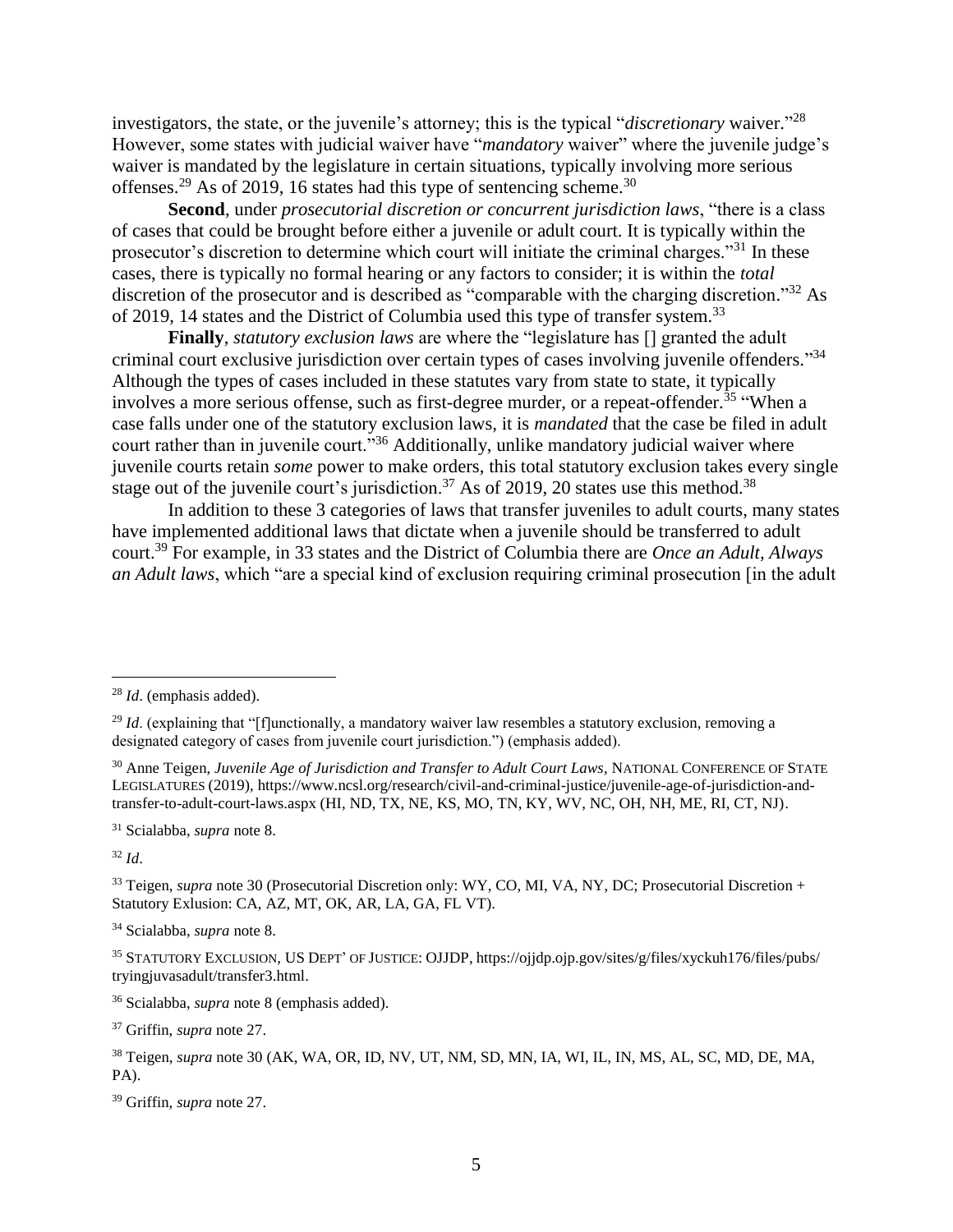investigators, the state, or the juvenile's attorney; this is the typical "*discretionary* waiver."[28] However, some states with judicial waiver have "*mandatory* waiver" where the juvenile judge's waiver is mandated by the legislature in certain situations, typically involving more serious offenses.[29] As of 2019, 16 states had this type of sentencing scheme.[30]

**Second**, under *prosecutorial discretion or concurrent jurisdiction laws*, "there is a class of cases that could be brought before either a juvenile or adult court. It is typically within the prosecutor's discretion to determine which court will initiate the criminal charges."[31] In these cases, there is typically no formal hearing or any factors to consider; it is within the *total* discretion of the prosecutor and is described as "comparable with the charging discretion."[32] As of 2019, 14 states and the District of Columbia used this type of transfer system.[33]

**Finally**, *statutory exclusion laws* are where the "legislature has [] granted the adult criminal court exclusive jurisdiction over certain types of cases involving juvenile offenders."[34] Although the types of cases included in these statutes vary from state to state, it typically involves a more serious offense, such as first-degree murder, or a repeat-offender.[35] "When a case falls under one of the statutory exclusion laws, it is *mandated* that the case be filed in adult court rather than in juvenile court."[36] Additionally, unlike mandatory judicial waiver where juvenile courts retain *some* power to make orders, this total statutory exclusion takes every single stage out of the juvenile court's jurisdiction.[37] As of 2019, 20 states use this method.[38]

In addition to these 3 categories of laws that transfer juveniles to adult courts, many states have implemented additional laws that dictate when a juvenile should be transferred to adult court.[39] For example, in 33 states and the District of Columbia there are *Once an Adult, Always an Adult laws*, which "are a special kind of exclusion requiring criminal prosecution [in the adult

---

[28] *Id*. (emphasis added).

[29] *Id*. (explaining that "[f]unctionally, a mandatory waiver law resembles a statutory exclusion, removing a designated category of cases from juvenile court jurisdiction.") (emphasis added).

[30] Anne Teigen, *Juvenile Age of Jurisdiction and Transfer to Adult Court Laws*, NATIONAL CONFERENCE OF STATE LEGISLATURES (2019), https://www.ncsl.org/research/civil-and-criminal-justice/juvenile-age-of-jurisdiction-and-transfer-to-adult-court-laws.aspx (HI, ND, TX, NE, KS, MO, TN, KY, WV, NC, OH, NH, ME, RI, CT, NJ).

[31] Scialabba, *supra* note 8.

[32] *Id*.

[33] Teigen, *supra* note 30 (Prosecutorial Discretion only: WY, CO, MI, VA, NY, DC; Prosecutorial Discretion + Statutory Exlusion: CA, AZ, MT, OK, AR, LA, GA, FL VT).

[34] Scialabba, *supra* note 8.

[35] STATUTORY EXCLUSION, US DEPT' OF JUSTICE: OJJDP, https://ojjdp.ojp.gov/sites/g/files/xyckuh176/files/pubs/tryingjuvasadult/transfer3.html.

[36] Scialabba, *supra* note 8 (emphasis added).

[37] Griffin, *supra* note 27.

[38] Teigen, *supra* note 30 (AK, WA, OR, ID, NV, UT, NM, SD, MN, IA, WI, IL, IN, MS, AL, SC, MD, DE, MA, PA).

[39] Griffin, *supra* note 27.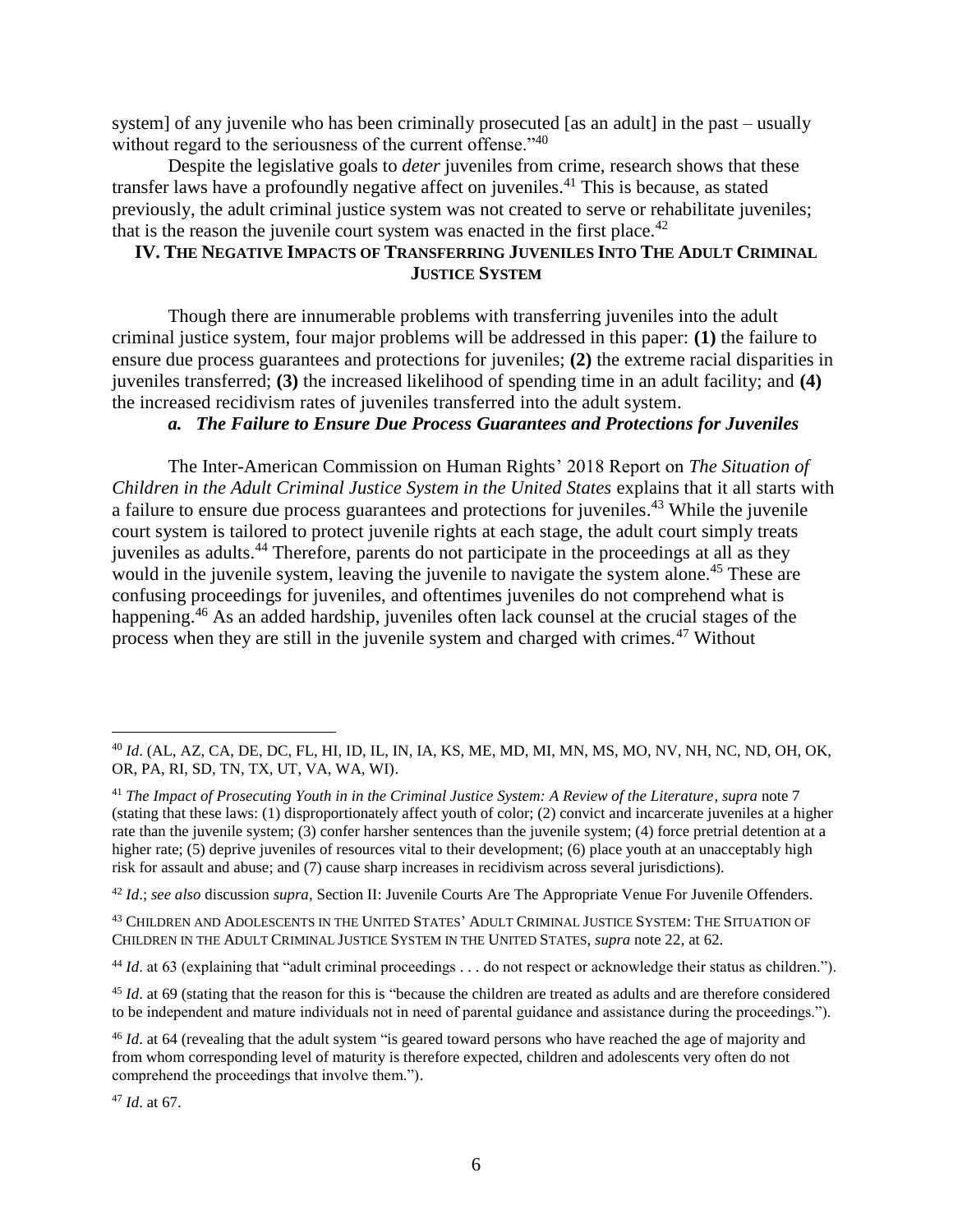system] of any juvenile who has been criminally prosecuted [as an adult] in the past – usually without regard to the seriousness of the current offense."[40]

Despite the legislative goals to *deter* juveniles from crime, research shows that these transfer laws have a profoundly negative affect on juveniles.[41] This is because, as stated previously, the adult criminal justice system was not created to serve or rehabilitate juveniles; that is the reason the juvenile court system was enacted in the first place.[42]

## IV. The Negative Impacts of Transferring Juveniles Into The Adult Criminal Justice System

Though there are innumerable problems with transferring juveniles into the adult criminal justice system, four major problems will be addressed in this paper: **(1)** the failure to ensure due process guarantees and protections for juveniles; **(2)** the extreme racial disparities in juveniles transferred; **(3)** the increased likelihood of spending time in an adult facility; and **(4)** the increased recidivism rates of juveniles transferred into the adult system.

### *a. The Failure to Ensure Due Process Guarantees and Protections for Juveniles*

The Inter-American Commission on Human Rights' 2018 Report on *The Situation of Children in the Adult Criminal Justice System in the United States* explains that it all starts with a failure to ensure due process guarantees and protections for juveniles.[43] While the juvenile court system is tailored to protect juvenile rights at each stage, the adult court simply treats juveniles as adults.[44] Therefore, parents do not participate in the proceedings at all as they would in the juvenile system, leaving the juvenile to navigate the system alone.[45] These are confusing proceedings for juveniles, and oftentimes juveniles do not comprehend what is happening.[46] As an added hardship, juveniles often lack counsel at the crucial stages of the process when they are still in the juvenile system and charged with crimes.[47] Without

---

[40] *Id*. (AL, AZ, CA, DE, DC, FL, HI, ID, IL, IN, IA, KS, ME, MD, MI, MN, MS, MO, NV, NH, NC, ND, OH, OK, OR, PA, RI, SD, TN, TX, UT, VA, WA, WI).

[41] *The Impact of Prosecuting Youth in in the Criminal Justice System: A Review of the Literature*, *supra* note 7 (stating that these laws: (1) disproportionately affect youth of color; (2) convict and incarcerate juveniles at a higher rate than the juvenile system; (3) confer harsher sentences than the juvenile system; (4) force pretrial detention at a higher rate; (5) deprive juveniles of resources vital to their development; (6) place youth at an unacceptably high risk for assault and abuse; and (7) cause sharp increases in recidivism across several jurisdictions).

[42] *Id*.; *see also* discussion *supra*, Section II: Juvenile Courts Are The Appropriate Venue For Juvenile Offenders.

[43] Children and Adolescents in the United States' Adult Criminal Justice System: The Situation of Children in the Adult Criminal Justice System in the United States, *supra* note 22, at 62.

[44] *Id*. at 63 (explaining that "adult criminal proceedings . . . do not respect or acknowledge their status as children.").

[45] *Id*. at 69 (stating that the reason for this is "because the children are treated as adults and are therefore considered to be independent and mature individuals not in need of parental guidance and assistance during the proceedings.").

[46] *Id*. at 64 (revealing that the adult system "is geared toward persons who have reached the age of majority and from whom corresponding level of maturity is therefore expected, children and adolescents very often do not comprehend the proceedings that involve them.").

[47] *Id*. at 67.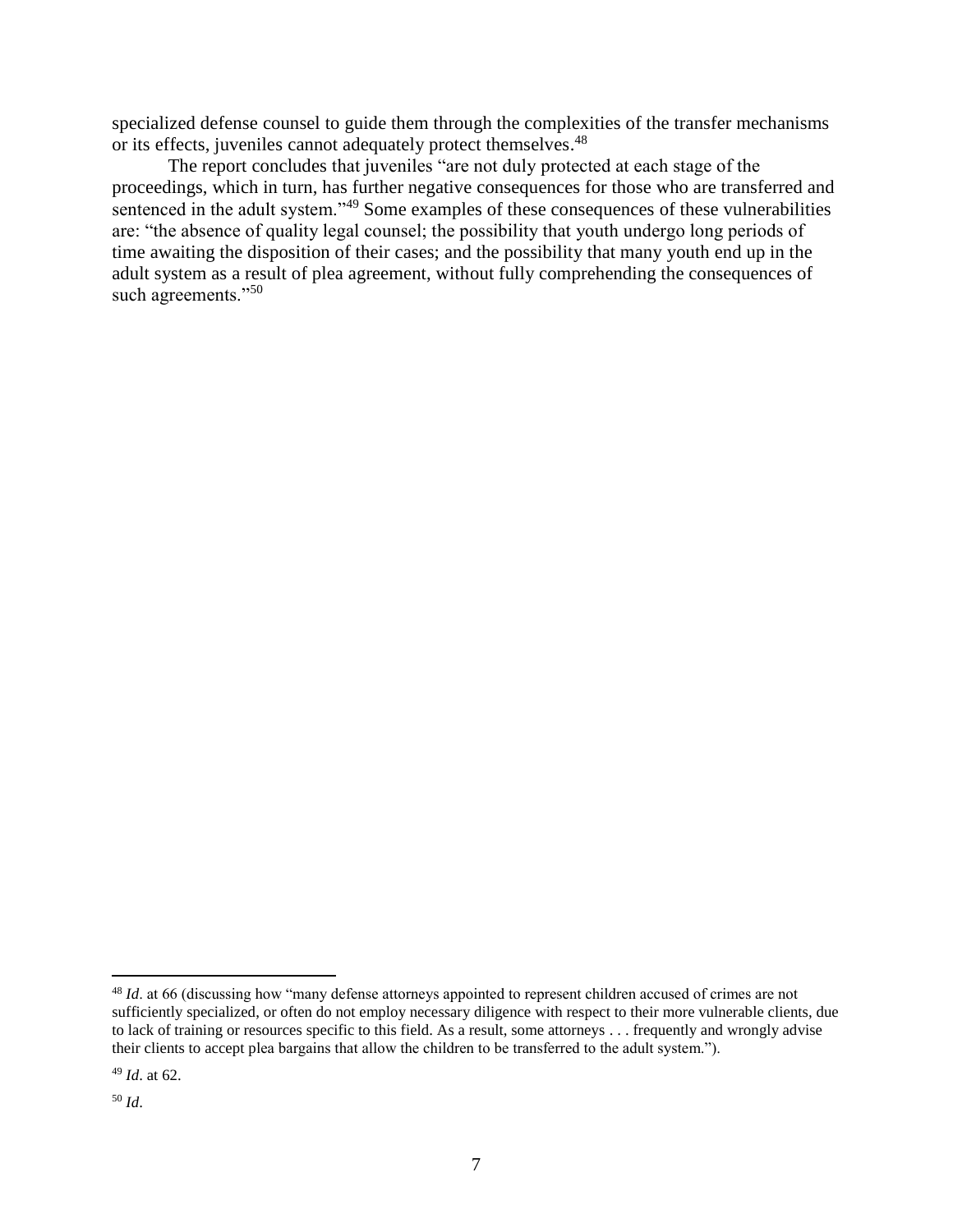specialized defense counsel to guide them through the complexities of the transfer mechanisms or its effects, juveniles cannot adequately protect themselves.[48]

The report concludes that juveniles "are not duly protected at each stage of the proceedings, which in turn, has further negative consequences for those who are transferred and sentenced in the adult system."[49] Some examples of these consequences of these vulnerabilities are: "the absence of quality legal counsel; the possibility that youth undergo long periods of time awaiting the disposition of their cases; and the possibility that many youth end up in the adult system as a result of plea agreement, without fully comprehending the consequences of such agreements."[50]

---

[48] *Id*. at 66 (discussing how "many defense attorneys appointed to represent children accused of crimes are not sufficiently specialized, or often do not employ necessary diligence with respect to their more vulnerable clients, due to lack of training or resources specific to this field. As a result, some attorneys . . . frequently and wrongly advise their clients to accept plea bargains that allow the children to be transferred to the adult system.").

[49] *Id*. at 62.

[50] *Id*.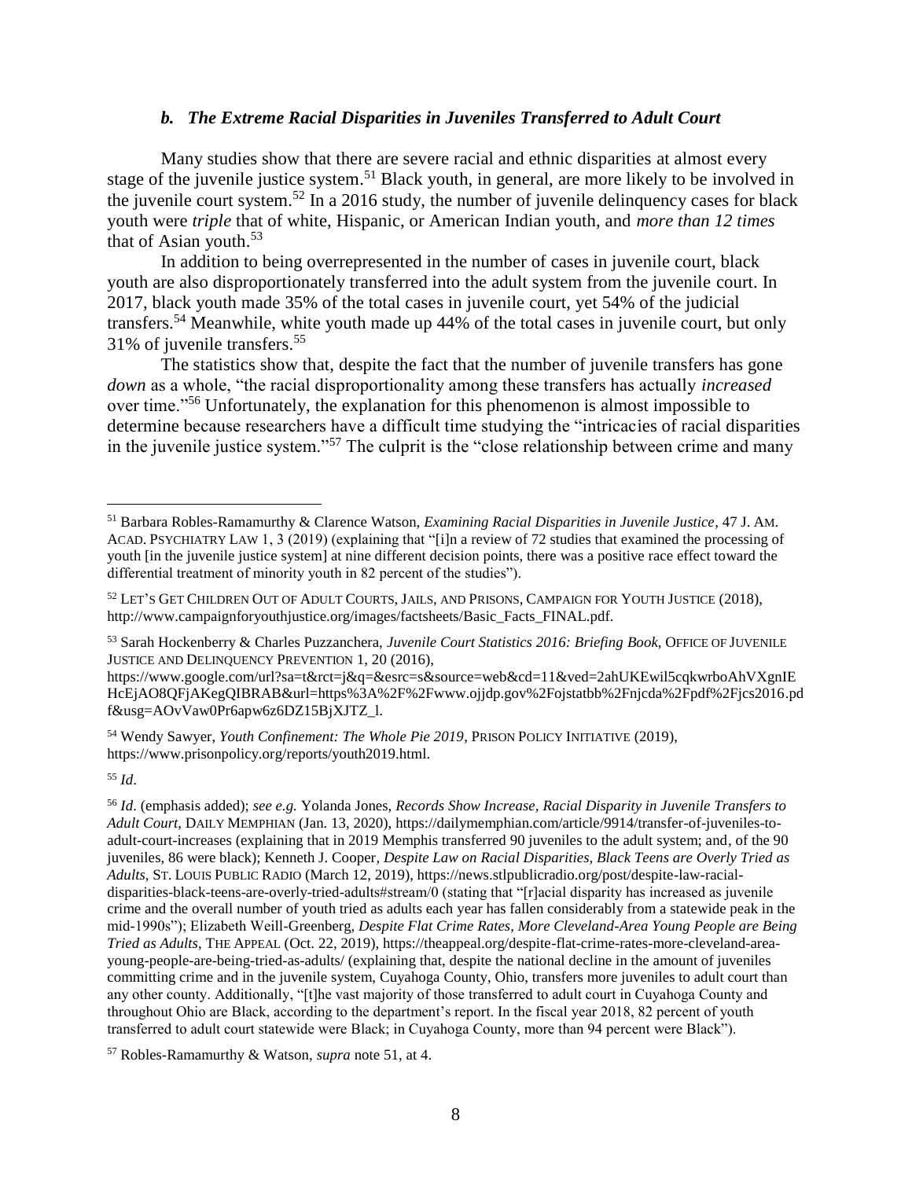### *b. The Extreme Racial Disparities in Juveniles Transferred to Adult Court*

Many studies show that there are severe racial and ethnic disparities at almost every stage of the juvenile justice system.[51] Black youth, in general, are more likely to be involved in the juvenile court system.[52] In a 2016 study, the number of juvenile delinquency cases for black youth were *triple* that of white, Hispanic, or American Indian youth, and *more than 12 times* that of Asian youth.[53]

In addition to being overrepresented in the number of cases in juvenile court, black youth are also disproportionately transferred into the adult system from the juvenile court. In 2017, black youth made 35% of the total cases in juvenile court, yet 54% of the judicial transfers.[54] Meanwhile, white youth made up 44% of the total cases in juvenile court, but only 31% of juvenile transfers.[55]

The statistics show that, despite the fact that the number of juvenile transfers has gone *down* as a whole, "the racial disproportionality among these transfers has actually *increased* over time."[56] Unfortunately, the explanation for this phenomenon is almost impossible to determine because researchers have a difficult time studying the "intricacies of racial disparities in the juvenile justice system."[57] The culprit is the "close relationship between crime and many

---

[51] Barbara Robles-Ramamurthy & Clarence Watson, *Examining Racial Disparities in Juvenile Justice*, 47 J. AM. ACAD. PSYCHIATRY LAW 1, 3 (2019) (explaining that "[i]n a review of 72 studies that examined the processing of youth [in the juvenile justice system] at nine different decision points, there was a positive race effect toward the differential treatment of minority youth in 82 percent of the studies").

[52] LET'S GET CHILDREN OUT OF ADULT COURTS, JAILS, AND PRISONS, CAMPAIGN FOR YOUTH JUSTICE (2018), http://www.campaignforyouthjustice.org/images/factsheets/Basic_Facts_FINAL.pdf.

[53] Sarah Hockenberry & Charles Puzzanchera, *Juvenile Court Statistics 2016: Briefing Book*, OFFICE OF JUVENILE JUSTICE AND DELINQUENCY PREVENTION 1, 20 (2016), https://www.google.com/url?sa=t&rct=j&q=&esrc=s&source=web&cd=11&ved=2ahUKEwil5cqkwrboAhVXgnIEHcEjAO8QFjAKegQIBRAB&url=https%3A%2F%2Fwww.ojjdp.gov%2Fojstatbb%2Fnjcda%2Fpdf%2Fjcs2016.pdf&usg=AOvVaw0Pr6apw6z6DZ15BjXJTZ_l.

[54] Wendy Sawyer, *Youth Confinement: The Whole Pie 2019*, PRISON POLICY INITIATIVE (2019), https://www.prisonpolicy.org/reports/youth2019.html.

[55] *Id*.

[56] *Id*. (emphasis added); *see e.g.* Yolanda Jones, *Records Show Increase, Racial Disparity in Juvenile Transfers to Adult Court*, DAILY MEMPHIAN (Jan. 13, 2020), https://dailymemphian.com/article/9914/transfer-of-juveniles-to-adult-court-increases (explaining that in 2019 Memphis transferred 90 juveniles to the adult system; and, of the 90 juveniles, 86 were black); Kenneth J. Cooper, *Despite Law on Racial Disparities, Black Teens are Overly Tried as Adults*, ST. LOUIS PUBLIC RADIO (March 12, 2019), https://news.stlpublicradio.org/post/despite-law-racial-disparities-black-teens-are-overly-tried-adults#stream/0 (stating that "[r]acial disparity has increased as juvenile crime and the overall number of youth tried as adults each year has fallen considerably from a statewide peak in the mid-1990s"); Elizabeth Weill-Greenberg, *Despite Flat Crime Rates, More Cleveland-Area Young People are Being Tried as Adults*, THE APPEAL (Oct. 22, 2019), https://theappeal.org/despite-flat-crime-rates-more-cleveland-area-young-people-are-being-tried-as-adults/ (explaining that, despite the national decline in the amount of juveniles committing crime and in the juvenile system, Cuyahoga County, Ohio, transfers more juveniles to adult court than any other county. Additionally, "[t]he vast majority of those transferred to adult court in Cuyahoga County and throughout Ohio are Black, according to the department's report. In the fiscal year 2018, 82 percent of youth transferred to adult court statewide were Black; in Cuyahoga County, more than 94 percent were Black").

[57] Robles-Ramamurthy & Watson, *supra* note 51, at 4.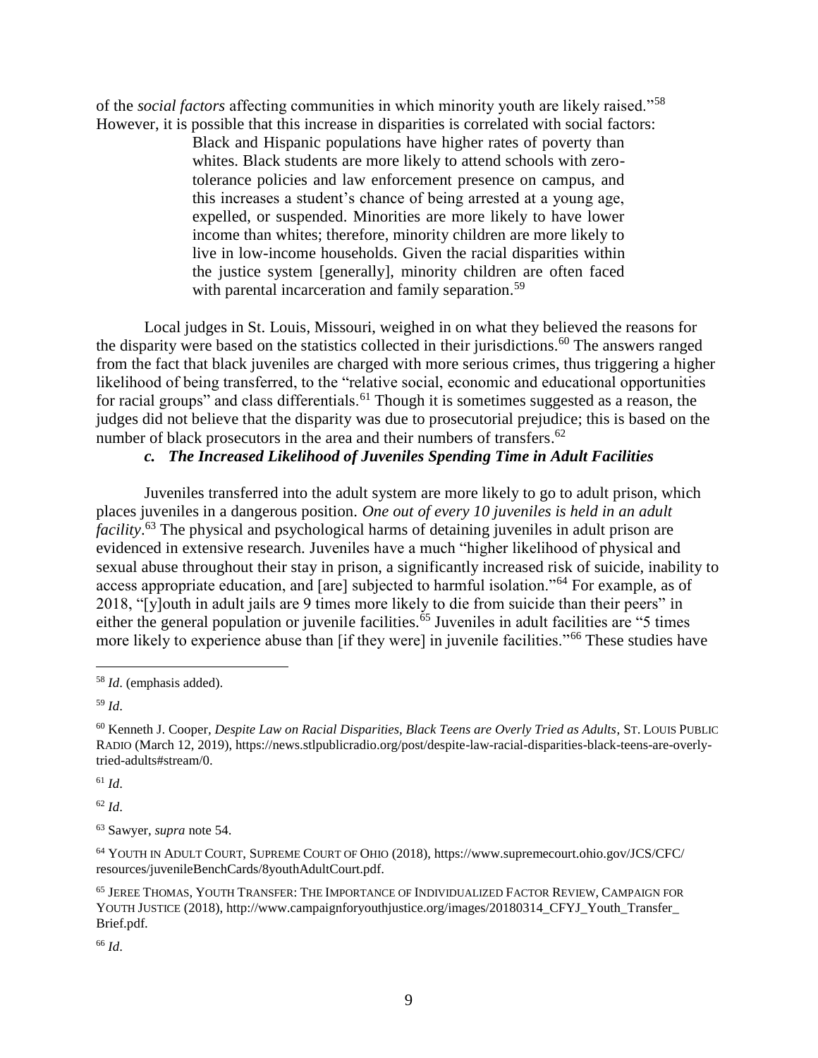of the *social factors* affecting communities in which minority youth are likely raised."[58] However, it is possible that this increase in disparities is correlated with social factors:

> Black and Hispanic populations have higher rates of poverty than whites. Black students are more likely to attend schools with zero-tolerance policies and law enforcement presence on campus, and this increases a student's chance of being arrested at a young age, expelled, or suspended. Minorities are more likely to have lower income than whites; therefore, minority children are more likely to live in low-income households. Given the racial disparities within the justice system [generally], minority children are often faced with parental incarceration and family separation.[59]

Local judges in St. Louis, Missouri, weighed in on what they believed the reasons for the disparity were based on the statistics collected in their jurisdictions.[60] The answers ranged from the fact that black juveniles are charged with more serious crimes, thus triggering a higher likelihood of being transferred, to the "relative social, economic and educational opportunities for racial groups" and class differentials.[61] Though it is sometimes suggested as a reason, the judges did not believe that the disparity was due to prosecutorial prejudice; this is based on the number of black prosecutors in the area and their numbers of transfers.[62]

### *c. The Increased Likelihood of Juveniles Spending Time in Adult Facilities*

Juveniles transferred into the adult system are more likely to go to adult prison, which places juveniles in a dangerous position. *One out of every 10 juveniles is held in an adult facility*.[63] The physical and psychological harms of detaining juveniles in adult prison are evidenced in extensive research. Juveniles have a much "higher likelihood of physical and sexual abuse throughout their stay in prison, a significantly increased risk of suicide, inability to access appropriate education, and [are] subjected to harmful isolation."[64] For example, as of 2018, "[y]outh in adult jails are 9 times more likely to die from suicide than their peers" in either the general population or juvenile facilities.[65] Juveniles in adult facilities are "5 times more likely to experience abuse than [if they were] in juvenile facilities."[66] These studies have

---

[58] *Id*. (emphasis added).

[59] *Id*.

[60] Kenneth J. Cooper, *Despite Law on Racial Disparities, Black Teens are Overly Tried as Adults*, ST. LOUIS PUBLIC RADIO (March 12, 2019), https://news.stlpublicradio.org/post/despite-law-racial-disparities-black-teens-are-overly-tried-adults#stream/0.

[61] *Id*.

[62] *Id*.

[63] Sawyer, *supra* note 54.

[64] YOUTH IN ADULT COURT, SUPREME COURT OF OHIO (2018), https://www.supremecourt.ohio.gov/JCS/CFC/resources/juvenileBenchCards/8youthAdultCourt.pdf.

[65] JEREE THOMAS, YOUTH TRANSFER: THE IMPORTANCE OF INDIVIDUALIZED FACTOR REVIEW, CAMPAIGN FOR YOUTH JUSTICE (2018), http://www.campaignforyouthjustice.org/images/20180314_CFYJ_Youth_Transfer_Brief.pdf.

[66] *Id*.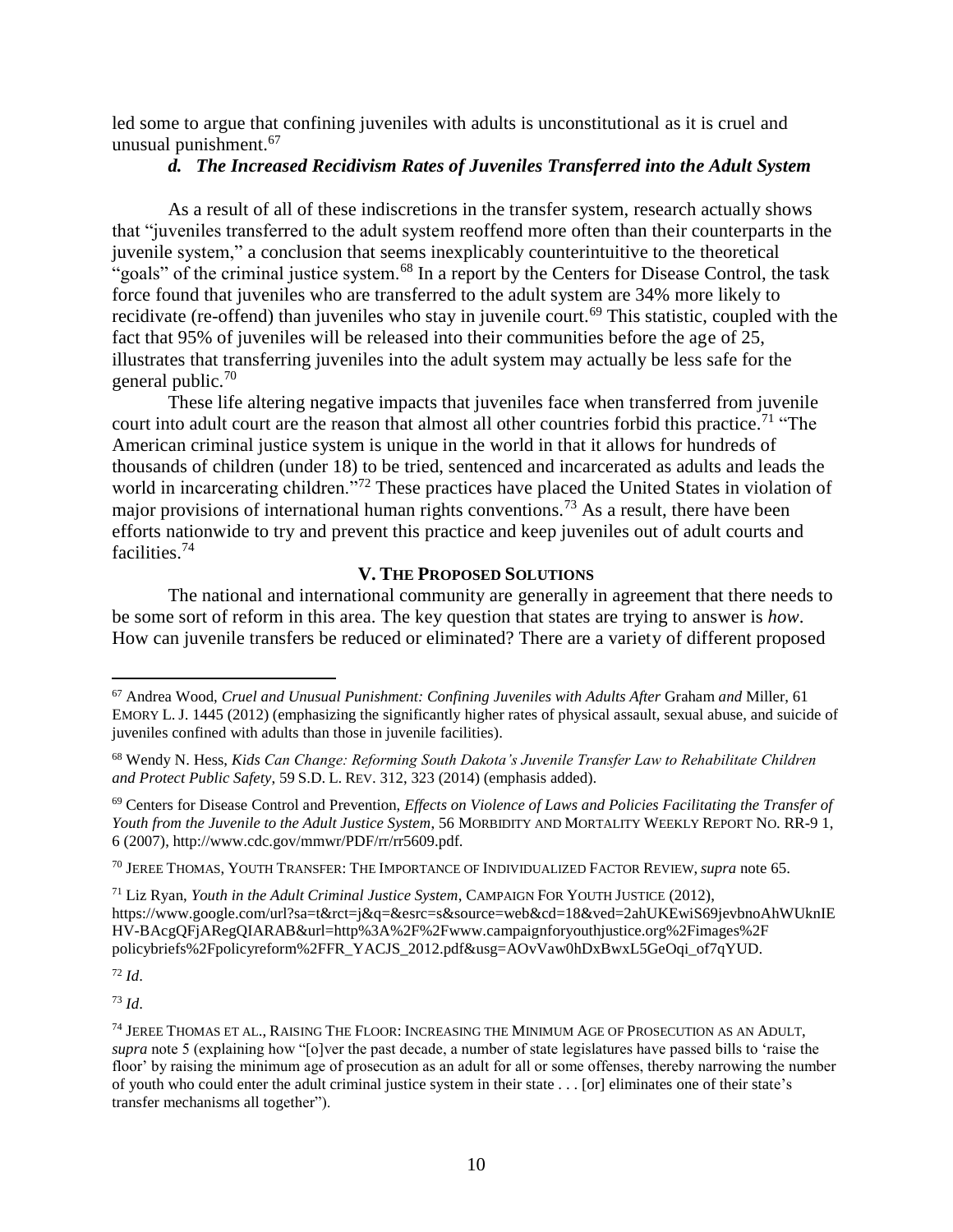led some to argue that confining juveniles with adults is unconstitutional as it is cruel and unusual punishment.[67]

### *d. The Increased Recidivism Rates of Juveniles Transferred into the Adult System*

As a result of all of these indiscretions in the transfer system, research actually shows that "juveniles transferred to the adult system reoffend more often than their counterparts in the juvenile system," a conclusion that seems inexplicably counterintuitive to the theoretical "goals" of the criminal justice system.[68] In a report by the Centers for Disease Control, the task force found that juveniles who are transferred to the adult system are 34% more likely to recidivate (re-offend) than juveniles who stay in juvenile court.[69] This statistic, coupled with the fact that 95% of juveniles will be released into their communities before the age of 25, illustrates that transferring juveniles into the adult system may actually be less safe for the general public.[70]

These life altering negative impacts that juveniles face when transferred from juvenile court into adult court are the reason that almost all other countries forbid this practice.[71] "The American criminal justice system is unique in the world in that it allows for hundreds of thousands of children (under 18) to be tried, sentenced and incarcerated as adults and leads the world in incarcerating children."[72] These practices have placed the United States in violation of major provisions of international human rights conventions.[73] As a result, there have been efforts nationwide to try and prevent this practice and keep juveniles out of adult courts and facilities.[74]

## V. The Proposed Solutions

The national and international community are generally in agreement that there needs to be some sort of reform in this area. The key question that states are trying to answer is *how*. How can juvenile transfers be reduced or eliminated? There are a variety of different proposed

---

[67] Andrea Wood, *Cruel and Unusual Punishment: Confining Juveniles with Adults After* Graham *and* Miller, 61 EMORY L. J. 1445 (2012) (emphasizing the significantly higher rates of physical assault, sexual abuse, and suicide of juveniles confined with adults than those in juvenile facilities).

[68] Wendy N. Hess, *Kids Can Change: Reforming South Dakota's Juvenile Transfer Law to Rehabilitate Children and Protect Public Safety*, 59 S.D. L. REV. 312, 323 (2014) (emphasis added).

[69] Centers for Disease Control and Prevention, *Effects on Violence of Laws and Policies Facilitating the Transfer of Youth from the Juvenile to the Adult Justice System*, 56 MORBIDITY AND MORTALITY WEEKLY REPORT NO. RR-9 1, 6 (2007), http://www.cdc.gov/mmwr/PDF/rr/rr5609.pdf.

[70] JEREE THOMAS, YOUTH TRANSFER: THE IMPORTANCE OF INDIVIDUALIZED FACTOR REVIEW, *supra* note 65.

[71] Liz Ryan, *Youth in the Adult Criminal Justice System*, CAMPAIGN FOR YOUTH JUSTICE (2012), https://www.google.com/url?sa=t&rct=j&q=&esrc=s&source=web&cd=18&ved=2ahUKEwiS69jevbnoAhWUknIEHV-BAcgQFjARegQIARAB&url=http%3A%2F%2Fwww.campaignforyouthjustice.org%2Fimages%2Fpolicybriefs%2Fpolicyreform%2FFR_YACJS_2012.pdf&usg=AOvVaw0hDxBwxL5GeOqi_of7qYUD.

[72] *Id*.

[73] *Id*.

[74] JEREE THOMAS ET AL., RAISING THE FLOOR: INCREASING THE MINIMUM AGE OF PROSECUTION AS AN ADULT, *supra* note 5 (explaining how "[o]ver the past decade, a number of state legislatures have passed bills to 'raise the floor' by raising the minimum age of prosecution as an adult for all or some offenses, thereby narrowing the number of youth who could enter the adult criminal justice system in their state . . . [or] eliminates one of their state's transfer mechanisms all together").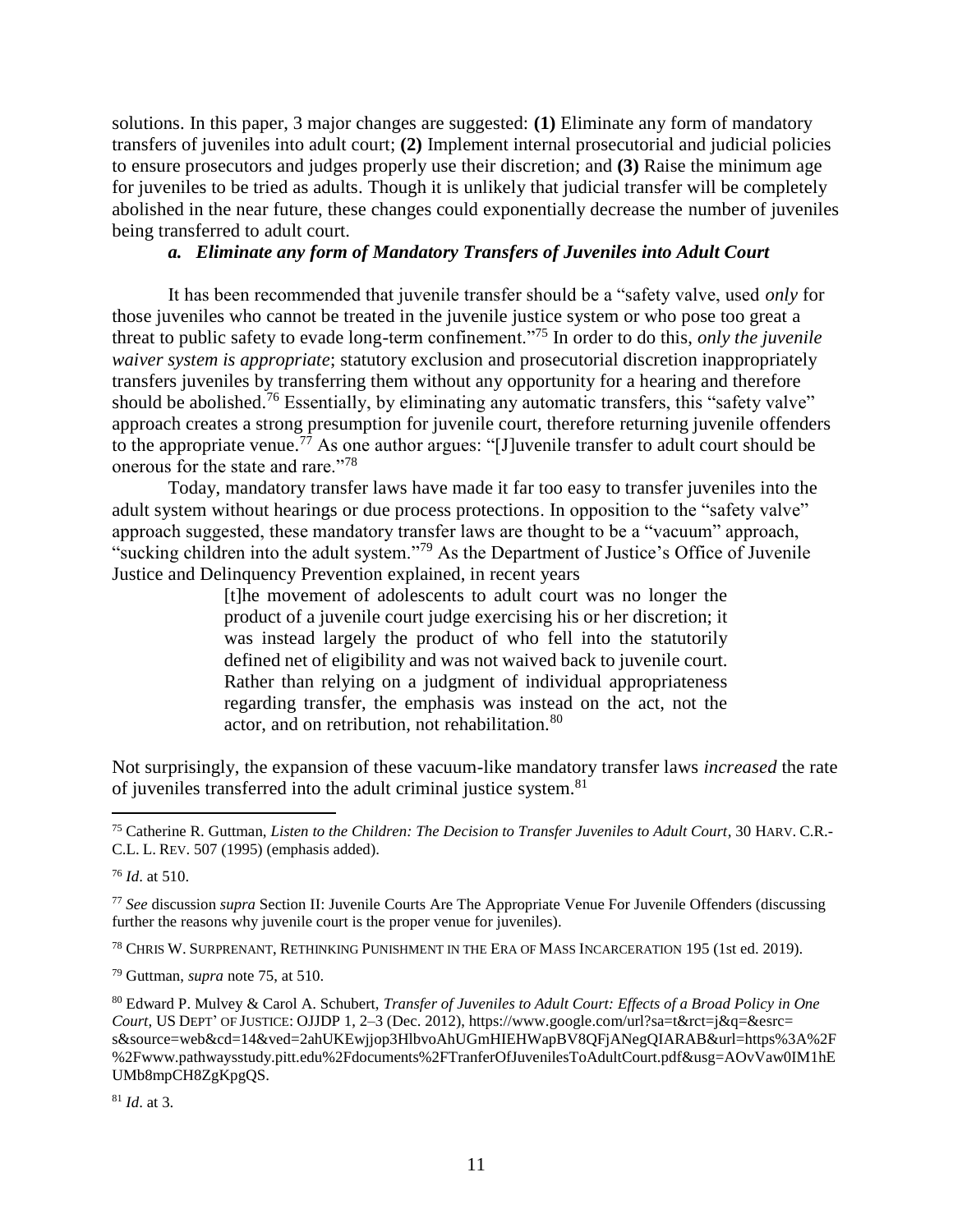solutions. In this paper, 3 major changes are suggested: **(1)** Eliminate any form of mandatory transfers of juveniles into adult court; **(2)** Implement internal prosecutorial and judicial policies to ensure prosecutors and judges properly use their discretion; and **(3)** Raise the minimum age for juveniles to be tried as adults. Though it is unlikely that judicial transfer will be completely abolished in the near future, these changes could exponentially decrease the number of juveniles being transferred to adult court.

### *a. Eliminate any form of Mandatory Transfers of Juveniles into Adult Court*

It has been recommended that juvenile transfer should be a "safety valve, used *only* for those juveniles who cannot be treated in the juvenile justice system or who pose too great a threat to public safety to evade long-term confinement."[75] In order to do this, *only the juvenile waiver system is appropriate*; statutory exclusion and prosecutorial discretion inappropriately transfers juveniles by transferring them without any opportunity for a hearing and therefore should be abolished.[76] Essentially, by eliminating any automatic transfers, this "safety valve" approach creates a strong presumption for juvenile court, therefore returning juvenile offenders to the appropriate venue.[77] As one author argues: "[J]uvenile transfer to adult court should be onerous for the state and rare."[78]

Today, mandatory transfer laws have made it far too easy to transfer juveniles into the adult system without hearings or due process protections. In opposition to the "safety valve" approach suggested, these mandatory transfer laws are thought to be a "vacuum" approach, "sucking children into the adult system."[79] As the Department of Justice's Office of Juvenile Justice and Delinquency Prevention explained, in recent years

> [t]he movement of adolescents to adult court was no longer the product of a juvenile court judge exercising his or her discretion; it was instead largely the product of who fell into the statutorily defined net of eligibility and was not waived back to juvenile court. Rather than relying on a judgment of individual appropriateness regarding transfer, the emphasis was instead on the act, not the actor, and on retribution, not rehabilitation.[80]

Not surprisingly, the expansion of these vacuum-like mandatory transfer laws *increased* the rate of juveniles transferred into the adult criminal justice system.[81]

---

[75] Catherine R. Guttman, *Listen to the Children: The Decision to Transfer Juveniles to Adult Court*, 30 HARV. C.R.-C.L. L. REV. 507 (1995) (emphasis added).

[76] *Id*. at 510.

[77] *See* discussion *supra* Section II: Juvenile Courts Are The Appropriate Venue For Juvenile Offenders (discussing further the reasons why juvenile court is the proper venue for juveniles).

[78] CHRIS W. SURPRENANT, RETHINKING PUNISHMENT IN THE ERA OF MASS INCARCERATION 195 (1st ed. 2019).

[79] Guttman, *supra* note 75, at 510.

[80] Edward P. Mulvey & Carol A. Schubert, *Transfer of Juveniles to Adult Court: Effects of a Broad Policy in One Court*, US DEPT' OF JUSTICE: OJJDP 1, 2–3 (Dec. 2012), https://www.google.com/url?sa=t&rct=j&q=&esrc=s&source=web&cd=14&ved=2ahUKEwjjop3HlbvoAhUGmHIEHWapBV8QFjANegQIARAB&url=https%3A%2F%2Fwww.pathwaysstudy.pitt.edu%2Fdocuments%2FTranferOfJuvenilesToAdultCourt.pdf&usg=AOvVaw0IM1hEUMb8mpCH8ZgKpgQS.

[81] *Id*. at 3.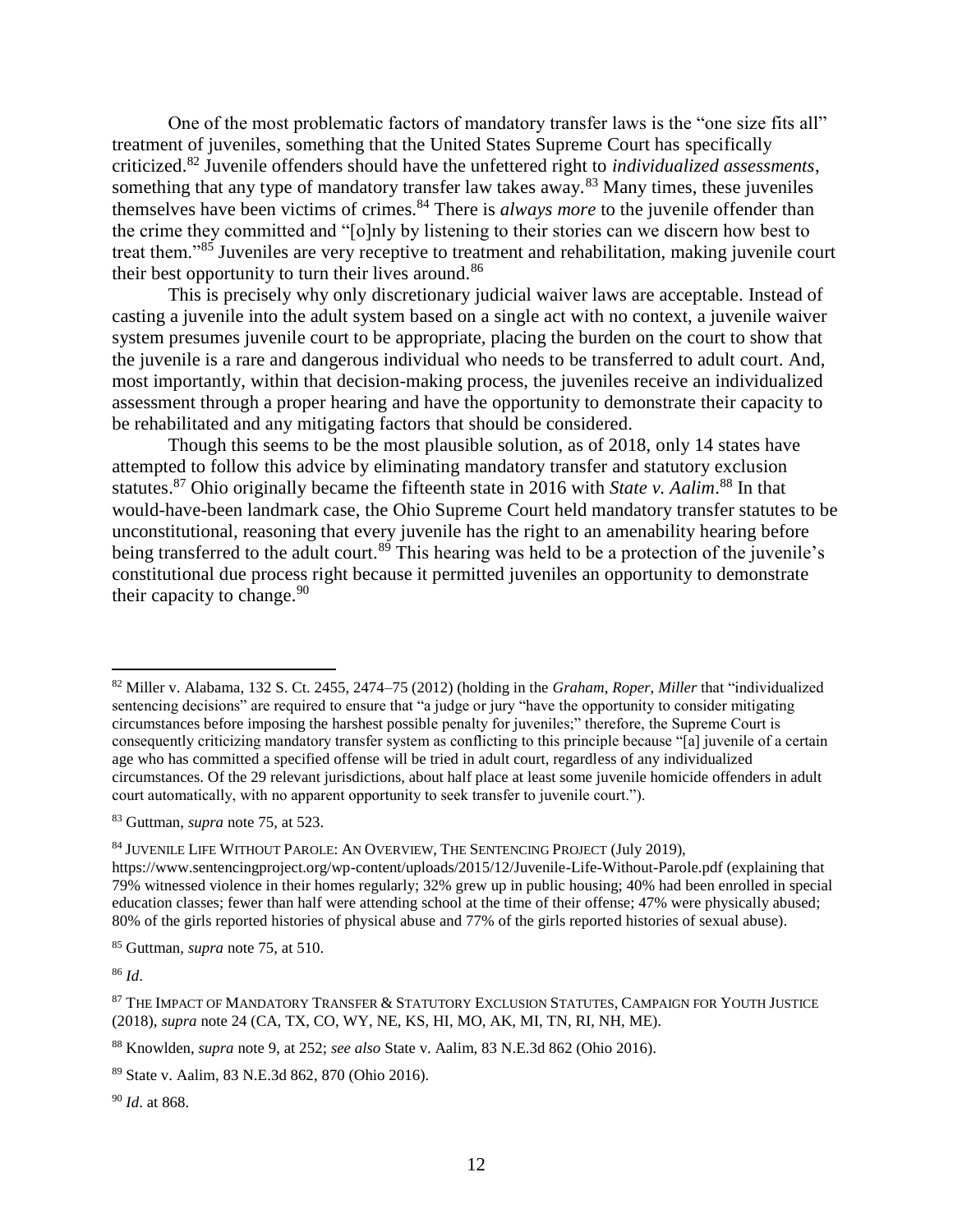One of the most problematic factors of mandatory transfer laws is the "one size fits all" treatment of juveniles, something that the United States Supreme Court has specifically criticized.[82] Juvenile offenders should have the unfettered right to *individualized assessments*, something that any type of mandatory transfer law takes away.[83] Many times, these juveniles themselves have been victims of crimes.[84] There is *always more* to the juvenile offender than the crime they committed and "[o]nly by listening to their stories can we discern how best to treat them."[85] Juveniles are very receptive to treatment and rehabilitation, making juvenile court their best opportunity to turn their lives around.[86]

This is precisely why only discretionary judicial waiver laws are acceptable. Instead of casting a juvenile into the adult system based on a single act with no context, a juvenile waiver system presumes juvenile court to be appropriate, placing the burden on the court to show that the juvenile is a rare and dangerous individual who needs to be transferred to adult court. And, most importantly, within that decision-making process, the juveniles receive an individualized assessment through a proper hearing and have the opportunity to demonstrate their capacity to be rehabilitated and any mitigating factors that should be considered.

Though this seems to be the most plausible solution, as of 2018, only 14 states have attempted to follow this advice by eliminating mandatory transfer and statutory exclusion statutes.[87] Ohio originally became the fifteenth state in 2016 with *State v. Aalim*.[88] In that would-have-been landmark case, the Ohio Supreme Court held mandatory transfer statutes to be unconstitutional, reasoning that every juvenile has the right to an amenability hearing before being transferred to the adult court.[89] This hearing was held to be a protection of the juvenile's constitutional due process right because it permitted juveniles an opportunity to demonstrate their capacity to change.[90]

---

[82] Miller v. Alabama, 132 S. Ct. 2455, 2474–75 (2012) (holding in the *Graham, Roper, Miller* that "individualized sentencing decisions" are required to ensure that "a judge or jury "have the opportunity to consider mitigating circumstances before imposing the harshest possible penalty for juveniles;" therefore, the Supreme Court is consequently criticizing mandatory transfer system as conflicting to this principle because "[a] juvenile of a certain age who has committed a specified offense will be tried in adult court, regardless of any individualized circumstances. Of the 29 relevant jurisdictions, about half place at least some juvenile homicide offenders in adult court automatically, with no apparent opportunity to seek transfer to juvenile court.").

[83] Guttman, *supra* note 75, at 523.

[84] JUVENILE LIFE WITHOUT PAROLE: AN OVERVIEW, THE SENTENCING PROJECT (July 2019), https://www.sentencingproject.org/wp-content/uploads/2015/12/Juvenile-Life-Without-Parole.pdf (explaining that 79% witnessed violence in their homes regularly; 32% grew up in public housing; 40% had been enrolled in special education classes; fewer than half were attending school at the time of their offense; 47% were physically abused; 80% of the girls reported histories of physical abuse and 77% of the girls reported histories of sexual abuse).

[85] Guttman, *supra* note 75, at 510.

[86] *Id*.

[87] THE IMPACT OF MANDATORY TRANSFER & STATUTORY EXCLUSION STATUTES, CAMPAIGN FOR YOUTH JUSTICE (2018), *supra* note 24 (CA, TX, CO, WY, NE, KS, HI, MO, AK, MI, TN, RI, NH, ME).

[88] Knowlden, *supra* note 9, at 252; *see also* State v. Aalim, 83 N.E.3d 862 (Ohio 2016).

[89] State v. Aalim, 83 N.E.3d 862, 870 (Ohio 2016).

[90] *Id*. at 868.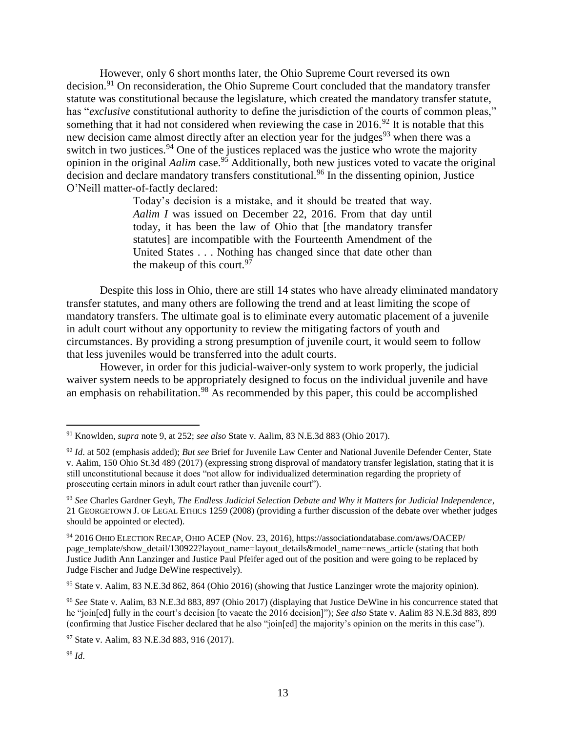However, only 6 short months later, the Ohio Supreme Court reversed its own decision.[91] On reconsideration, the Ohio Supreme Court concluded that the mandatory transfer statute was constitutional because the legislature, which created the mandatory transfer statute, has "*exclusive* constitutional authority to define the jurisdiction of the courts of common pleas," something that it had not considered when reviewing the case in 2016.[92] It is notable that this new decision came almost directly after an election year for the judges[93] when there was a switch in two justices.[94] One of the justices replaced was the justice who wrote the majority opinion in the original *Aalim* case.[95] Additionally, both new justices voted to vacate the original decision and declare mandatory transfers constitutional.[96] In the dissenting opinion, Justice O'Neill matter-of-factly declared:

> Today's decision is a mistake, and it should be treated that way. *Aalim I* was issued on December 22, 2016. From that day until today, it has been the law of Ohio that [the mandatory transfer statutes] are incompatible with the Fourteenth Amendment of the United States . . . Nothing has changed since that date other than the makeup of this court.[97]

Despite this loss in Ohio, there are still 14 states who have already eliminated mandatory transfer statutes, and many others are following the trend and at least limiting the scope of mandatory transfers. The ultimate goal is to eliminate every automatic placement of a juvenile in adult court without any opportunity to review the mitigating factors of youth and circumstances. By providing a strong presumption of juvenile court, it would seem to follow that less juveniles would be transferred into the adult courts.

However, in order for this judicial-waiver-only system to work properly, the judicial waiver system needs to be appropriately designed to focus on the individual juvenile and have an emphasis on rehabilitation.[98] As recommended by this paper, this could be accomplished

---

[91] Knowlden, *supra* note 9, at 252; *see also* State v. Aalim, 83 N.E.3d 883 (Ohio 2017).

[92] *Id*. at 502 (emphasis added); *But see* Brief for Juvenile Law Center and National Juvenile Defender Center, State v. Aalim, 150 Ohio St.3d 489 (2017) (expressing strong disproval of mandatory transfer legislation, stating that it is still unconstitutional because it does "not allow for individualized determination regarding the propriety of prosecuting certain minors in adult court rather than juvenile court").

[93] *See* Charles Gardner Geyh, *The Endless Judicial Selection Debate and Why it Matters for Judicial Independence*, 21 GEORGETOWN J. OF LEGAL ETHICS 1259 (2008) (providing a further discussion of the debate over whether judges should be appointed or elected).

[94] 2016 OHIO ELECTION RECAP, OHIO ACEP (Nov. 23, 2016), https://associationdatabase.com/aws/OACEP/page_template/show_detail/130922?layout_name=layout_details&model_name=news_article (stating that both Justice Judith Ann Lanzinger and Justice Paul Pfeifer aged out of the position and were going to be replaced by Judge Fischer and Judge DeWine respectively).

[95] State v. Aalim, 83 N.E.3d 862, 864 (Ohio 2016) (showing that Justice Lanzinger wrote the majority opinion).

[96] *See* State v. Aalim, 83 N.E.3d 883, 897 (Ohio 2017) (displaying that Justice DeWine in his concurrence stated that he "join[ed] fully in the court's decision [to vacate the 2016 decision]"); *See also* State v. Aalim 83 N.E.3d 883, 899 (confirming that Justice Fischer declared that he also "join[ed] the majority's opinion on the merits in this case").

[97] State v. Aalim, 83 N.E.3d 883, 916 (2017).

[98] *Id*.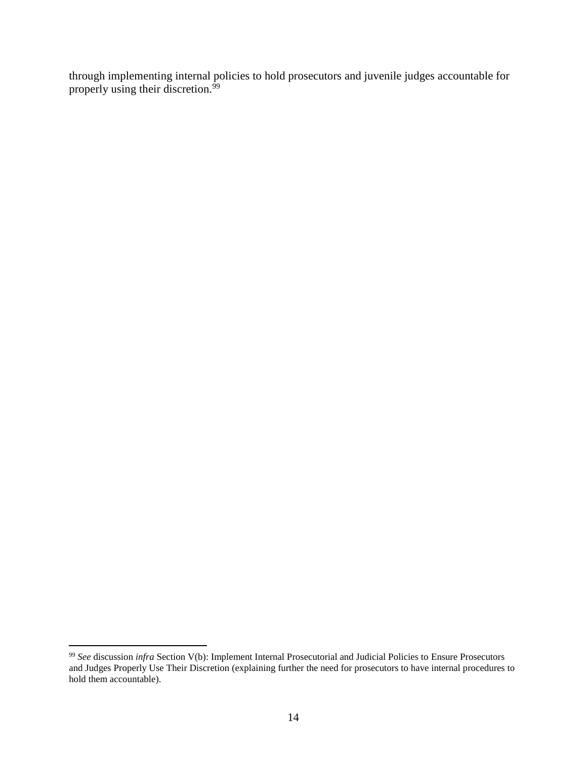through implementing internal policies to hold prosecutors and juvenile judges accountable for properly using their discretion.[99]

---

[99] *See* discussion *infra* Section V(b): Implement Internal Prosecutorial and Judicial Policies to Ensure Prosecutors and Judges Properly Use Their Discretion (explaining further the need for prosecutors to have internal procedures to hold them accountable).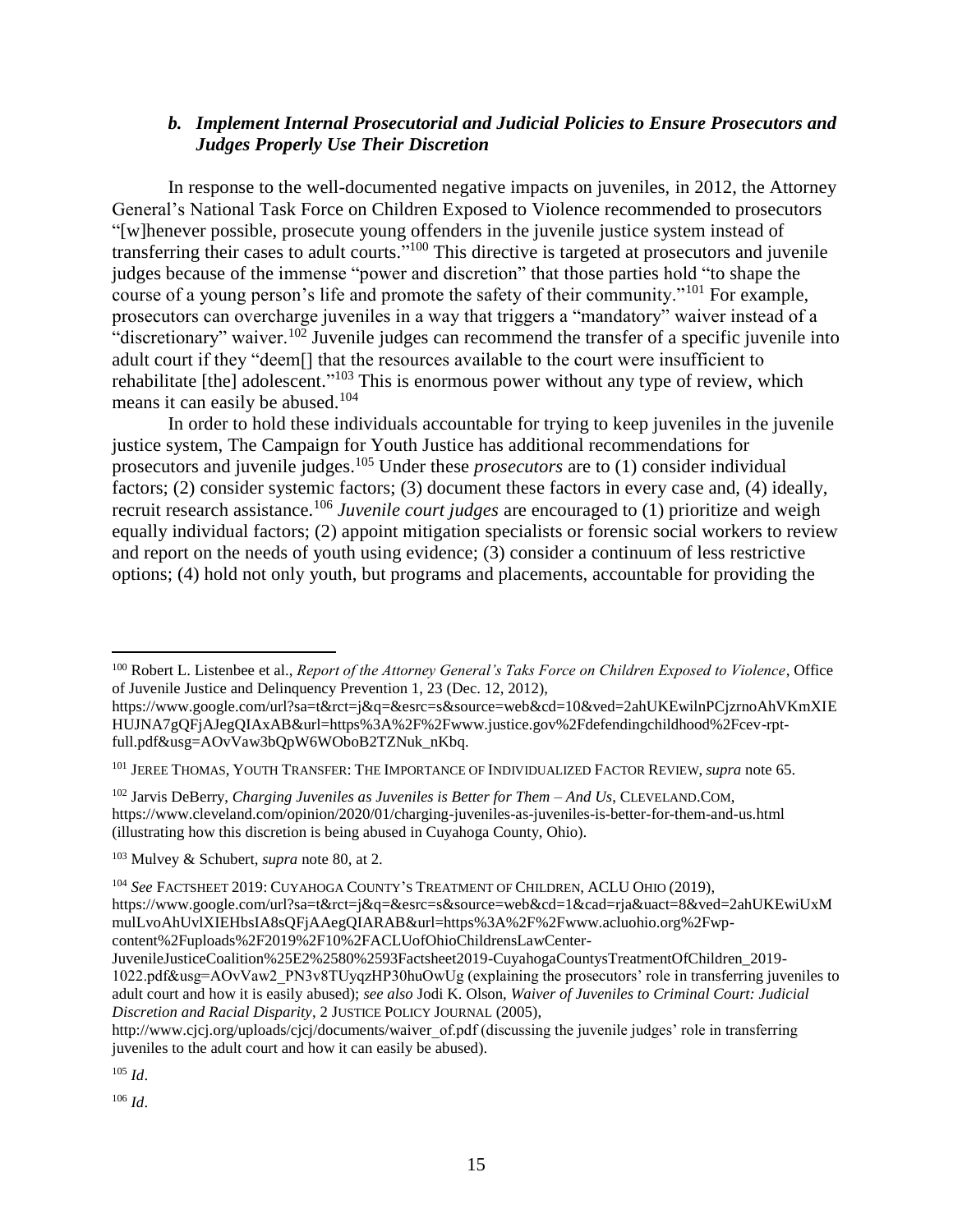### *b. Implement Internal Prosecutorial and Judicial Policies to Ensure Prosecutors and Judges Properly Use Their Discretion*

In response to the well-documented negative impacts on juveniles, in 2012, the Attorney General's National Task Force on Children Exposed to Violence recommended to prosecutors "[w]henever possible, prosecute young offenders in the juvenile justice system instead of transferring their cases to adult courts."[100] This directive is targeted at prosecutors and juvenile judges because of the immense "power and discretion" that those parties hold "to shape the course of a young person's life and promote the safety of their community."[101] For example, prosecutors can overcharge juveniles in a way that triggers a "mandatory" waiver instead of a "discretionary" waiver.[102] Juvenile judges can recommend the transfer of a specific juvenile into adult court if they "deem[] that the resources available to the court were insufficient to rehabilitate [the] adolescent."[103] This is enormous power without any type of review, which means it can easily be abused.[104]

In order to hold these individuals accountable for trying to keep juveniles in the juvenile justice system, The Campaign for Youth Justice has additional recommendations for prosecutors and juvenile judges.[105] Under these *prosecutors* are to (1) consider individual factors; (2) consider systemic factors; (3) document these factors in every case and, (4) ideally, recruit research assistance.[106] *Juvenile court judges* are encouraged to (1) prioritize and weigh equally individual factors; (2) appoint mitigation specialists or forensic social workers to review and report on the needs of youth using evidence; (3) consider a continuum of less restrictive options; (4) hold not only youth, but programs and placements, accountable for providing the

---

[100] Robert L. Listenbee et al., *Report of the Attorney General's Taks Force on Children Exposed to Violence*, Office of Juvenile Justice and Delinquency Prevention 1, 23 (Dec. 12, 2012), https://www.google.com/url?sa=t&rct=j&q=&esrc=s&source=web&cd=10&ved=2ahUKEwilnPCjzrnoAhVKmXIEHUJNA7gQFjAJegQIAxAB&url=https%3A%2F%2Fwww.justice.gov%2Fdefendingchildhood%2Fcev-rpt-full.pdf&usg=AOvVaw3bQpW6WOboB2TZNuk_nKbq.

[101] JEREE THOMAS, YOUTH TRANSFER: THE IMPORTANCE OF INDIVIDUALIZED FACTOR REVIEW, *supra* note 65.

[102] Jarvis DeBerry, *Charging Juveniles as Juveniles is Better for Them – And Us*, CLEVELAND.COM, https://www.cleveland.com/opinion/2020/01/charging-juveniles-as-juveniles-is-better-for-them-and-us.html (illustrating how this discretion is being abused in Cuyahoga County, Ohio).

[103] Mulvey & Schubert, *supra* note 80, at 2.

[104] *See* FACTSHEET 2019: CUYAHOGA COUNTY'S TREATMENT OF CHILDREN, ACLU OHIO (2019), https://www.google.com/url?sa=t&rct=j&q=&esrc=s&source=web&cd=1&cad=rja&uact=8&ved=2ahUKEwiUxMmulLvoAhUvlXIEHbsIA8sQFjAAegQIARAB&url=https%3A%2F%2Fwww.acluohio.org%2Fwp-content%2Fuploads%2F2019%2F10%2FACLUofOhioChildrensLawCenter-JuvenileJusticeCoalition%25E2%2580%2593Factsheet2019-CuyahogaCountysTreatmentOfChildren_2019-1022.pdf&usg=AOvVaw2_PN3v8TUyqzHP30huOwUg (explaining the prosecutors' role in transferring juveniles to adult court and how it is easily abused); *see also* Jodi K. Olson, *Waiver of Juveniles to Criminal Court: Judicial Discretion and Racial Disparity*, 2 JUSTICE POLICY JOURNAL (2005), http://www.cjcj.org/uploads/cjcj/documents/waiver_of.pdf (discussing the juvenile judges' role in transferring juveniles to the adult court and how it can easily be abused).

[105] *Id*.

[106] *Id*.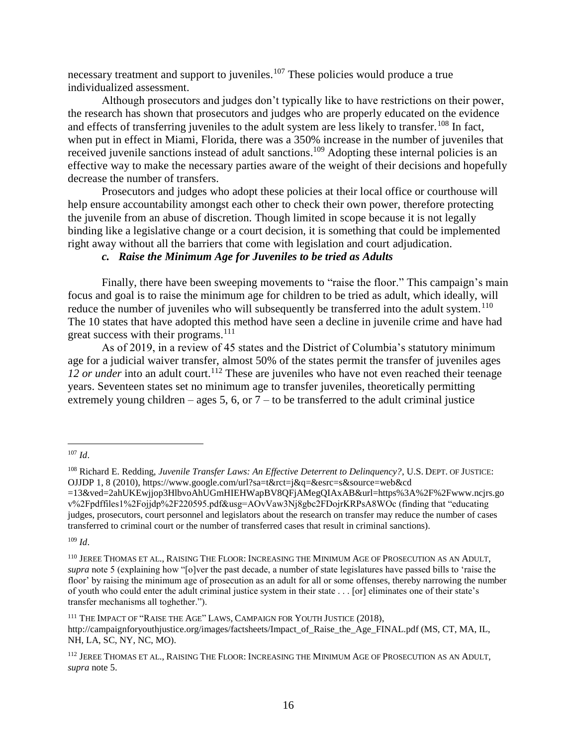necessary treatment and support to juveniles.[107] These policies would produce a true individualized assessment.

Although prosecutors and judges don't typically like to have restrictions on their power, the research has shown that prosecutors and judges who are properly educated on the evidence and effects of transferring juveniles to the adult system are less likely to transfer.[108] In fact, when put in effect in Miami, Florida, there was a 350% increase in the number of juveniles that received juvenile sanctions instead of adult sanctions.[109] Adopting these internal policies is an effective way to make the necessary parties aware of the weight of their decisions and hopefully decrease the number of transfers.

Prosecutors and judges who adopt these policies at their local office or courthouse will help ensure accountability amongst each other to check their own power, therefore protecting the juvenile from an abuse of discretion. Though limited in scope because it is not legally binding like a legislative change or a court decision, it is something that could be implemented right away without all the barriers that come with legislation and court adjudication.

### *c. Raise the Minimum Age for Juveniles to be tried as Adults*

Finally, there have been sweeping movements to "raise the floor." This campaign's main focus and goal is to raise the minimum age for children to be tried as adult, which ideally, will reduce the number of juveniles who will subsequently be transferred into the adult system.[110] The 10 states that have adopted this method have seen a decline in juvenile crime and have had great success with their programs.[111]

As of 2019, in a review of 45 states and the District of Columbia's statutory minimum age for a judicial waiver transfer, almost 50% of the states permit the transfer of juveniles ages *12 or under* into an adult court.[112] These are juveniles who have not even reached their teenage years. Seventeen states set no minimum age to transfer juveniles, theoretically permitting extremely young children – ages 5, 6, or 7 – to be transferred to the adult criminal justice

---

[107] *Id*.

[108] Richard E. Redding, *Juvenile Transfer Laws: An Effective Deterrent to Delinquency?*, U.S. DEPT. OF JUSTICE: OJJDP 1, 8 (2010), https://www.google.com/url?sa=t&rct=j&q=&esrc=s&source=web&cd =13&ved=2ahUKEwjjop3HlbvoAhUGmHIEHWapBV8QFjAMegQIAxAB&url=https%3A%2F%2Fwww.ncjrs.gov%2Fpdffiles1%2Fojjdp%2F220595.pdf&usg=AOvVaw3Nj8gbc2FDojrKRPsA8WOc (finding that "educating judges, prosecutors, court personnel and legislators about the research on transfer may reduce the number of cases transferred to criminal court or the number of transferred cases that result in criminal sanctions).

[109] *Id*.

[110] JEREE THOMAS ET AL., RAISING THE FLOOR: INCREASING THE MINIMUM AGE OF PROSECUTION AS AN ADULT, *supra* note 5 (explaining how "[o]ver the past decade, a number of state legislatures have passed bills to 'raise the floor' by raising the minimum age of prosecution as an adult for all or some offenses, thereby narrowing the number of youth who could enter the adult criminal justice system in their state . . . [or] eliminates one of their state's transfer mechanisms all toghether.").

[111] THE IMPACT OF "RAISE THE AGE" LAWS, CAMPAIGN FOR YOUTH JUSTICE (2018), http://campaignforyouthjustice.org/images/factsheets/Impact_of_Raise_the_Age_FINAL.pdf (MS, CT, MA, IL, NH, LA, SC, NY, NC, MO).

[112] JEREE THOMAS ET AL., RAISING THE FLOOR: INCREASING THE MINIMUM AGE OF PROSECUTION AS AN ADULT, *supra* note 5.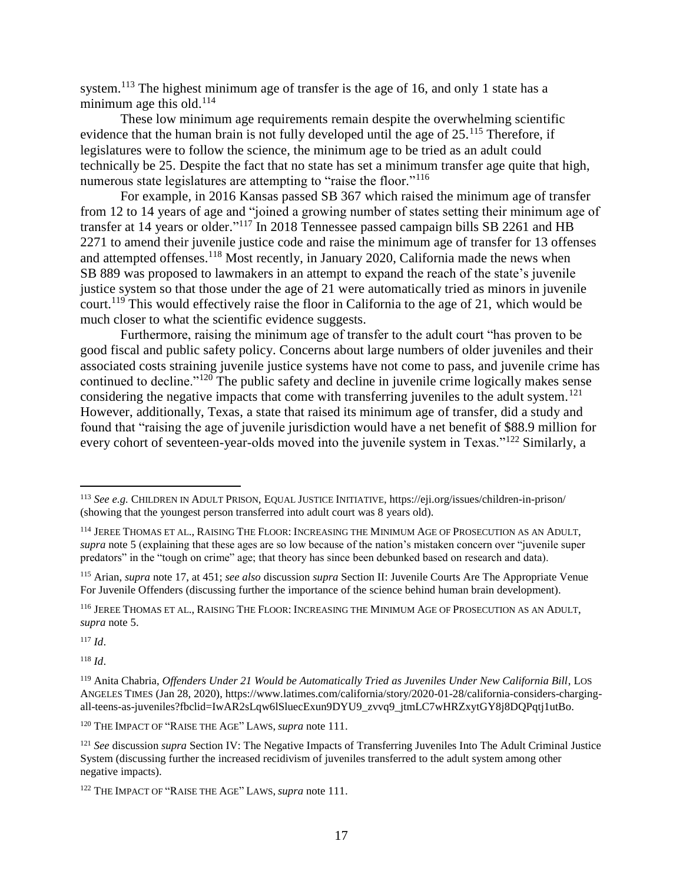system.[113] The highest minimum age of transfer is the age of 16, and only 1 state has a minimum age this old.[114]

These low minimum age requirements remain despite the overwhelming scientific evidence that the human brain is not fully developed until the age of 25.[115] Therefore, if legislatures were to follow the science, the minimum age to be tried as an adult could technically be 25. Despite the fact that no state has set a minimum transfer age quite that high, numerous state legislatures are attempting to "raise the floor."[116]

For example, in 2016 Kansas passed SB 367 which raised the minimum age of transfer from 12 to 14 years of age and "joined a growing number of states setting their minimum age of transfer at 14 years or older."[117] In 2018 Tennessee passed campaign bills SB 2261 and HB 2271 to amend their juvenile justice code and raise the minimum age of transfer for 13 offenses and attempted offenses.[118] Most recently, in January 2020, California made the news when SB 889 was proposed to lawmakers in an attempt to expand the reach of the state's juvenile justice system so that those under the age of 21 were automatically tried as minors in juvenile court.[119] This would effectively raise the floor in California to the age of 21, which would be much closer to what the scientific evidence suggests.

Furthermore, raising the minimum age of transfer to the adult court "has proven to be good fiscal and public safety policy. Concerns about large numbers of older juveniles and their associated costs straining juvenile justice systems have not come to pass, and juvenile crime has continued to decline."[120] The public safety and decline in juvenile crime logically makes sense considering the negative impacts that come with transferring juveniles to the adult system.[121] However, additionally, Texas, a state that raised its minimum age of transfer, did a study and found that "raising the age of juvenile jurisdiction would have a net benefit of $88.9 million for every cohort of seventeen-year-olds moved into the juvenile system in Texas."[122] Similarly, a

---

[113] *See e.g.* CHILDREN IN ADULT PRISON, EQUAL JUSTICE INITIATIVE, https://eji.org/issues/children-in-prison/ (showing that the youngest person transferred into adult court was 8 years old).

[114] JEREE THOMAS ET AL., RAISING THE FLOOR: INCREASING THE MINIMUM AGE OF PROSECUTION AS AN ADULT, *supra* note 5 (explaining that these ages are so low because of the nation's mistaken concern over "juvenile super predators" in the "tough on crime" age; that theory has since been debunked based on research and data).

[115] Arian, *supra* note 17, at 451; *see also* discussion *supra* Section II: Juvenile Courts Are The Appropriate Venue For Juvenile Offenders (discussing further the importance of the science behind human brain development).

[116] JEREE THOMAS ET AL., RAISING THE FLOOR: INCREASING THE MINIMUM AGE OF PROSECUTION AS AN ADULT, *supra* note 5.

[117] *Id*.

[118] *Id*.

[119] Anita Chabria, *Offenders Under 21 Would be Automatically Tried as Juveniles Under New California Bill*, LOS ANGELES TIMES (Jan 28, 2020), https://www.latimes.com/california/story/2020-01-28/california-considers-charging-all-teens-as-juveniles?fbclid=IwAR2sLqw6lSluecExun9DYU9_zvvq9_jtmLC7wHRZxytGY8j8DQPqtj1utBo.

[120] THE IMPACT OF "RAISE THE AGE" LAWS, *supra* note 111.

[121] *See* discussion *supra* Section IV: The Negative Impacts of Transferring Juveniles Into The Adult Criminal Justice System (discussing further the increased recidivism of juveniles transferred to the adult system among other negative impacts).

[122] THE IMPACT OF "RAISE THE AGE" LAWS, *supra* note 111.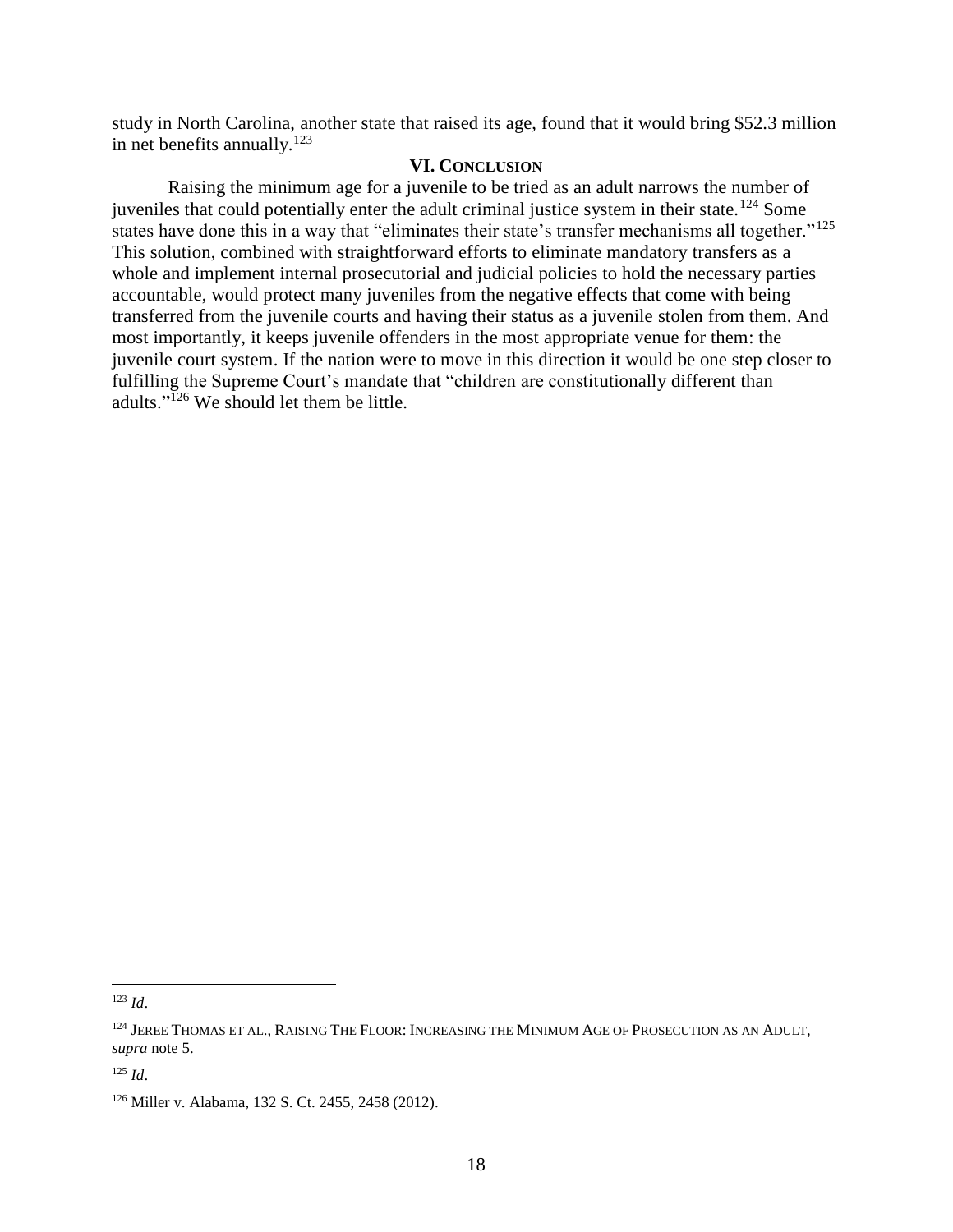study in North Carolina, another state that raised its age, found that it would bring $52.3 million in net benefits annually.[123]

## VI. CONCLUSION

Raising the minimum age for a juvenile to be tried as an adult narrows the number of juveniles that could potentially enter the adult criminal justice system in their state.[124] Some states have done this in a way that "eliminates their state's transfer mechanisms all together."[125] This solution, combined with straightforward efforts to eliminate mandatory transfers as a whole and implement internal prosecutorial and judicial policies to hold the necessary parties accountable, would protect many juveniles from the negative effects that come with being transferred from the juvenile courts and having their status as a juvenile stolen from them. And most importantly, it keeps juvenile offenders in the most appropriate venue for them: the juvenile court system. If the nation were to move in this direction it would be one step closer to fulfilling the Supreme Court's mandate that "children are constitutionally different than adults."[126] We should let them be little.

---

[123] *Id*.

[124] JEREE THOMAS ET AL., RAISING THE FLOOR: INCREASING THE MINIMUM AGE OF PROSECUTION AS AN ADULT, *supra* note 5.

[125] *Id*.

[126] Miller v. Alabama, 132 S. Ct. 2455, 2458 (2012).